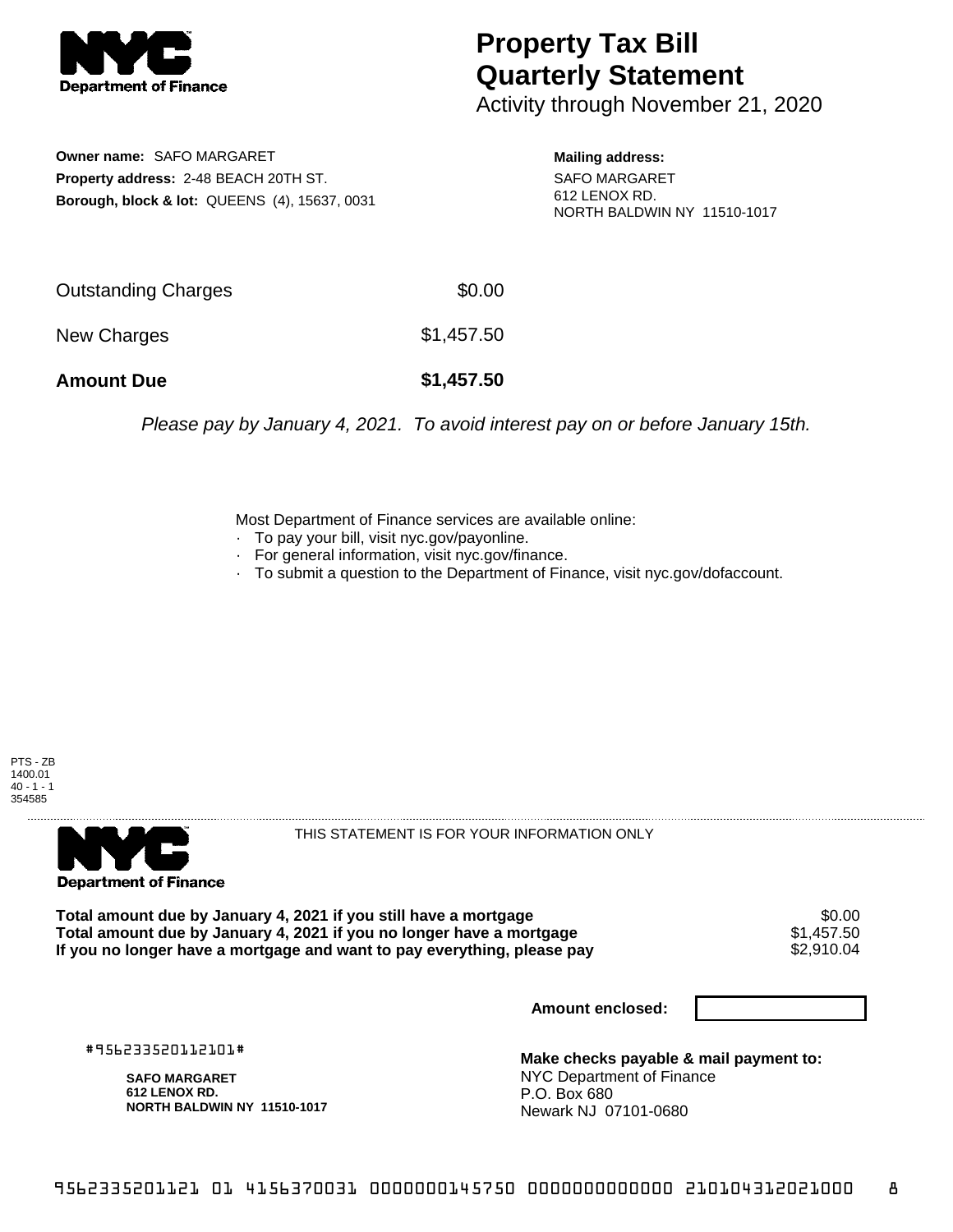**NYC Department of Finance**

# Property Tax Bill Quarterly Statement

Activity through November 21, 2020

**Owner name:** SAFO MARGARET
**Property address:** 2-48 BEACH 20TH ST.
**Borough, block & lot:** QUEENS (4), 15637, 0031

**Mailing address:**
SAFO MARGARET
612 LENOX RD.
NORTH BALDWIN NY 11510-1017

| | |
|---|---|
| Outstanding Charges | $0.00 |
| New Charges | $1,457.50 |
| **Amount Due** | **$1,457.50** |

*Please pay by January 4, 2021. To avoid interest pay on or before January 15th.*

Most Department of Finance services are available online:
- To pay your bill, visit nyc.gov/payonline.
- For general information, visit nyc.gov/finance.
- To submit a question to the Department of Finance, visit nyc.gov/dofaccount.

PTS - ZB
1400.01
40 - 1 - 1
354585

**NYC Department of Finance**

THIS STATEMENT IS FOR YOUR INFORMATION ONLY

| | |
|---|---|
| **Total amount due by January 4, 2021 if you still have a mortgage** | $0.00 |
| **Total amount due by January 4, 2021 if you no longer have a mortgage** | $1,457.50 |
| **If you no longer have a mortgage and want to pay everything, please pay** | $2,910.04 |

**Amount enclosed:**

#956233520112101#

**SAFO MARGARET**
**612 LENOX RD.**
**NORTH BALDWIN NY 11510-1017**

**Make checks payable & mail payment to:**
NYC Department of Finance
P.O. Box 680
Newark NJ 07101-0680

9562335201121 01 4156370031 0000000145750 0000000000000 210104312021000 8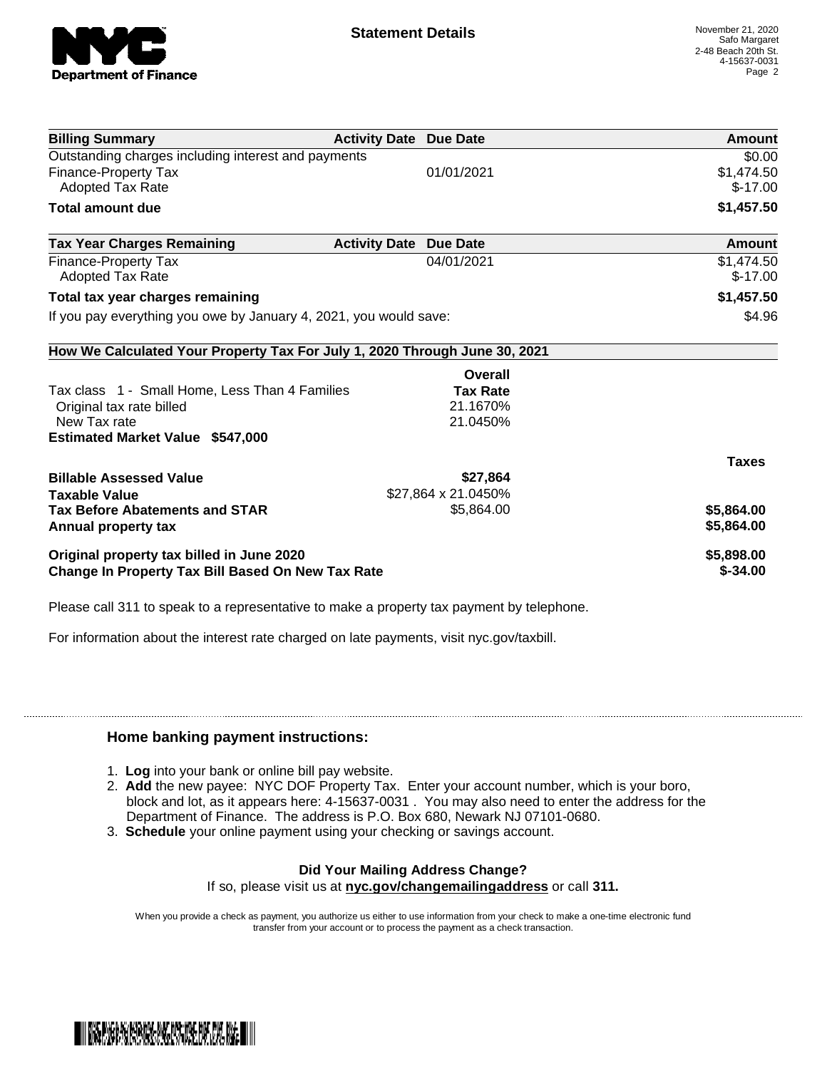# Statement Details

November 21, 2020
Safo Margaret
2-48 Beach 20th St.
4-15637-0031

| Billing Summary | Activity Date | Due Date | Amount |
|---|---|---|---|
| Outstanding charges including interest and payments | | | $0.00 |
| Finance-Property Tax | | 01/01/2021 | $1,474.50 |
| Adopted Tax Rate | | | $-17.00 |
| **Total amount due** | | | **$1,457.50** |

| Tax Year Charges Remaining | Activity Date | Due Date | Amount |
|---|---|---|---|
| Finance-Property Tax | | 04/01/2021 | $1,474.50 |
| Adopted Tax Rate | | | $-17.00 |
| **Total tax year charges remaining** | | | **$1,457.50** |
| If you pay everything you owe by January 4, 2021, you would save: | | | $4.96 |

**How We Calculated Your Property Tax For July 1, 2020 Through June 30, 2021**

| | Overall Tax Rate | |
|---|---|---|
| Tax class 1 - Small Home, Less Than 4 Families | | |
| Original tax rate billed | 21.1670% | |
| New Tax rate | 21.0450% | |
| **Estimated Market Value $547,000** | | |
| | | **Taxes** |
| **Billable Assessed Value** | **$27,864** | |
| **Taxable Value** | $27,864 x 21.0450% | |
| **Tax Before Abatements and STAR** | $5,864.00 | **$5,864.00** |
| **Annual property tax** | | **$5,864.00** |
| **Original property tax billed in June 2020** | | **$5,898.00** |
| **Change In Property Tax Bill Based On New Tax Rate** | | **$-34.00** |

Please call 311 to speak to a representative to make a property tax payment by telephone.

For information about the interest rate charged on late payments, visit nyc.gov/taxbill.

## Home banking payment instructions:

1. **Log** into your bank or online bill pay website.
2. **Add** the new payee: NYC DOF Property Tax. Enter your account number, which is your boro, block and lot, as it appears here: 4-15637-0031 . You may also need to enter the address for the Department of Finance. The address is P.O. Box 680, Newark NJ 07101-0680.
3. **Schedule** your online payment using your checking or savings account.

**Did Your Mailing Address Change?**
If so, please visit us at **nyc.gov/changemailingaddress** or call **311.**

When you provide a check as payment, you authorize us either to use information from your check to make a one-time electronic fund transfer from your account or to process the payment as a check transaction.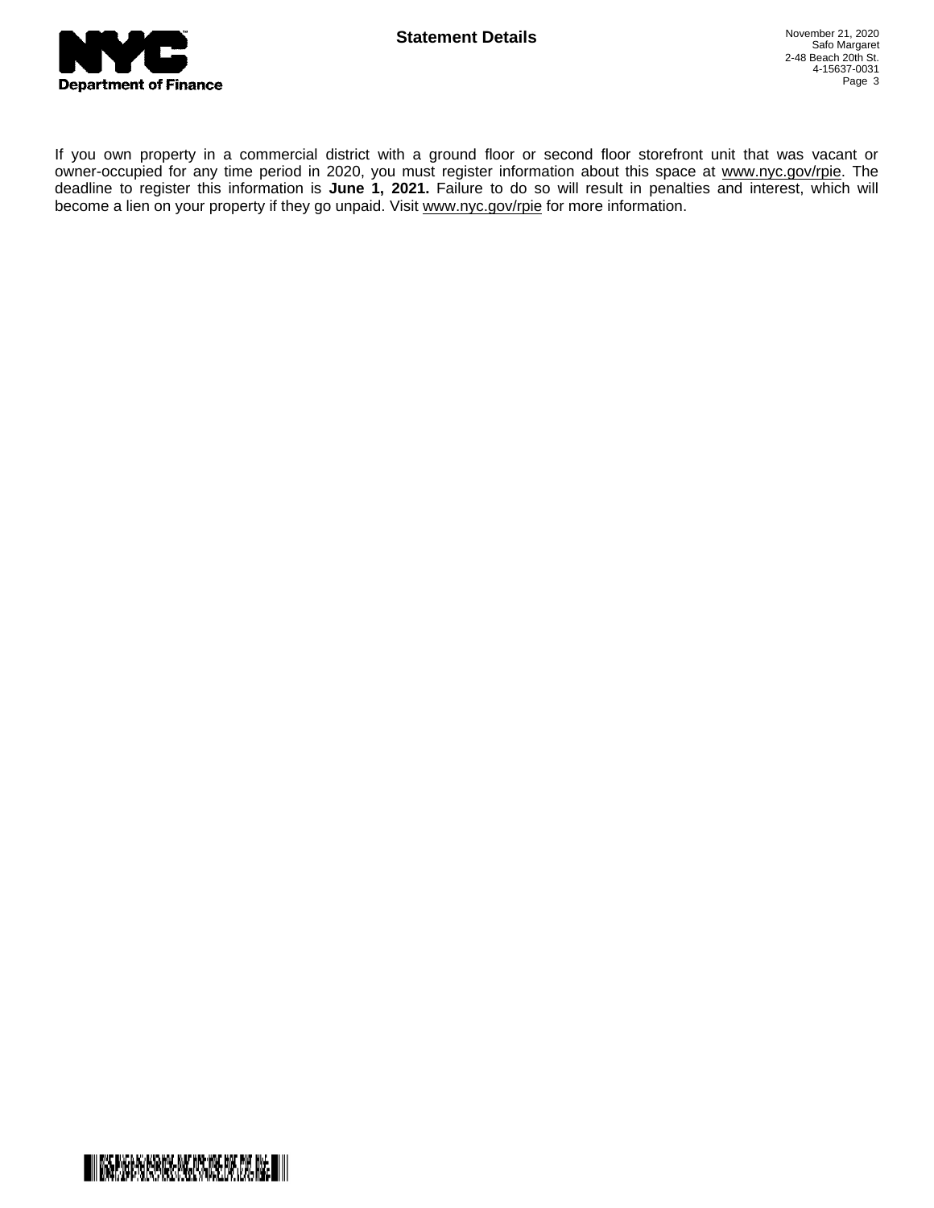If you own property in a commercial district with a ground floor or second floor storefront unit that was vacant or owner-occupied for any time period in 2020, you must register information about this space at www.nyc.gov/rpie. The deadline to register this information is **June 1, 2021.** Failure to do so will result in penalties and interest, which will become a lien on your property if they go unpaid. Visit www.nyc.gov/rpie for more information.